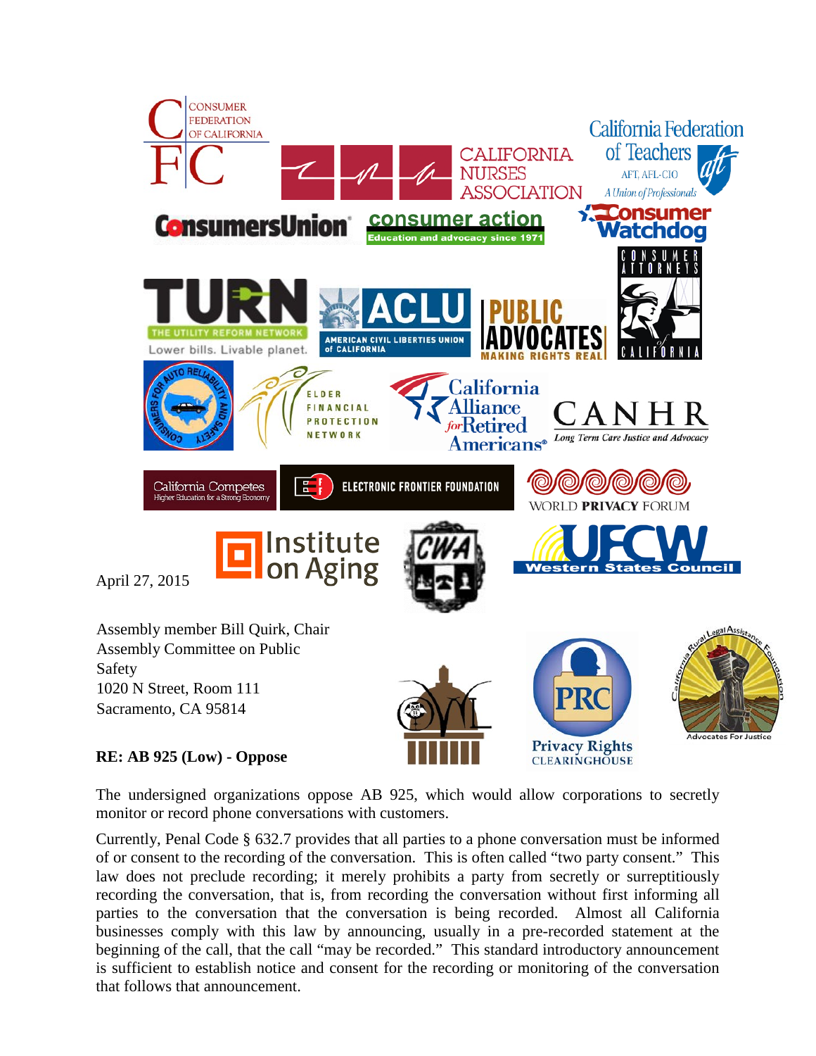April 27, 2015

Assembly member Bill Quirk, Chair
Assembly Committee on Public Safety
1020 N Street, Room 111
Sacramento, CA 95814

**RE: AB 925 (Low) - Oppose**

The undersigned organizations oppose AB 925, which would allow corporations to secretly monitor or record phone conversations with customers.

Currently, Penal Code § 632.7 provides that all parties to a phone conversation must be informed of or consent to the recording of the conversation. This is often called "two party consent." This law does not preclude recording; it merely prohibits a party from secretly or surreptitiously recording the conversation, that is, from recording the conversation without first informing all parties to the conversation that the conversation is being recorded. Almost all California businesses comply with this law by announcing, usually in a pre-recorded statement at the beginning of the call, that the call "may be recorded." This standard introductory announcement is sufficient to establish notice and consent for the recording or monitoring of the conversation that follows that announcement.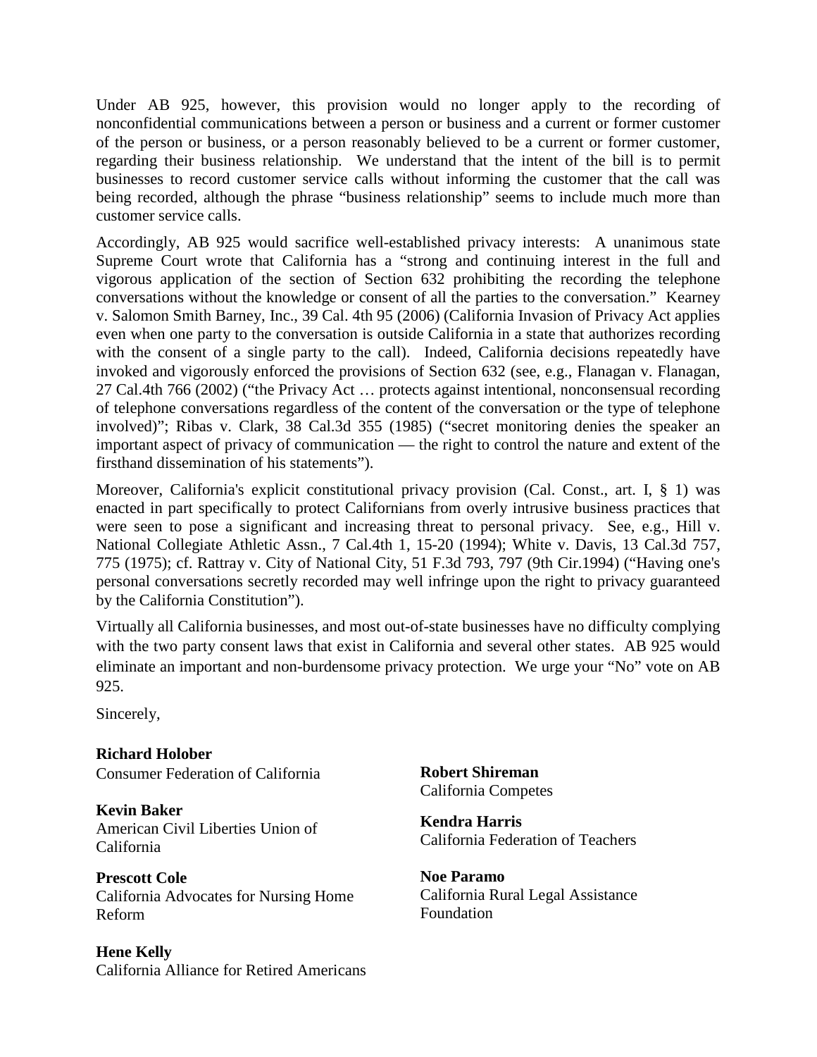Under AB 925, however, this provision would no longer apply to the recording of nonconfidential communications between a person or business and a current or former customer of the person or business, or a person reasonably believed to be a current or former customer, regarding their business relationship. We understand that the intent of the bill is to permit businesses to record customer service calls without informing the customer that the call was being recorded, although the phrase "business relationship" seems to include much more than customer service calls.

Accordingly, AB 925 would sacrifice well-established privacy interests: A unanimous state Supreme Court wrote that California has a "strong and continuing interest in the full and vigorous application of the section of Section 632 prohibiting the recording the telephone conversations without the knowledge or consent of all the parties to the conversation." Kearney v. Salomon Smith Barney, Inc., 39 Cal. 4th 95 (2006) (California Invasion of Privacy Act applies even when one party to the conversation is outside California in a state that authorizes recording with the consent of a single party to the call). Indeed, California decisions repeatedly have invoked and vigorously enforced the provisions of Section 632 (see, e.g., Flanagan v. Flanagan, 27 Cal.4th 766 (2002) ("the Privacy Act … protects against intentional, nonconsensual recording of telephone conversations regardless of the content of the conversation or the type of telephone involved)"; Ribas v. Clark, 38 Cal.3d 355 (1985) ("secret monitoring denies the speaker an important aspect of privacy of communication — the right to control the nature and extent of the firsthand dissemination of his statements").

Moreover, California's explicit constitutional privacy provision (Cal. Const., art. I, § 1) was enacted in part specifically to protect Californians from overly intrusive business practices that were seen to pose a significant and increasing threat to personal privacy. See, e.g., Hill v. National Collegiate Athletic Assn., 7 Cal.4th 1, 15-20 (1994); White v. Davis, 13 Cal.3d 757, 775 (1975); cf. Rattray v. City of National City, 51 F.3d 793, 797 (9th Cir.1994) ("Having one's personal conversations secretly recorded may well infringe upon the right to privacy guaranteed by the California Constitution").

Virtually all California businesses, and most out-of-state businesses have no difficulty complying with the two party consent laws that exist in California and several other states. AB 925 would eliminate an important and non-burdensome privacy protection. We urge your "No" vote on AB 925.

Sincerely,

**Richard Holober**
Consumer Federation of California

**Kevin Baker**
American Civil Liberties Union of California

**Prescott Cole**
California Advocates for Nursing Home Reform

**Hene Kelly**
California Alliance for Retired Americans

**Robert Shireman**
California Competes

**Kendra Harris**
California Federation of Teachers

**Noe Paramo**
California Rural Legal Assistance Foundation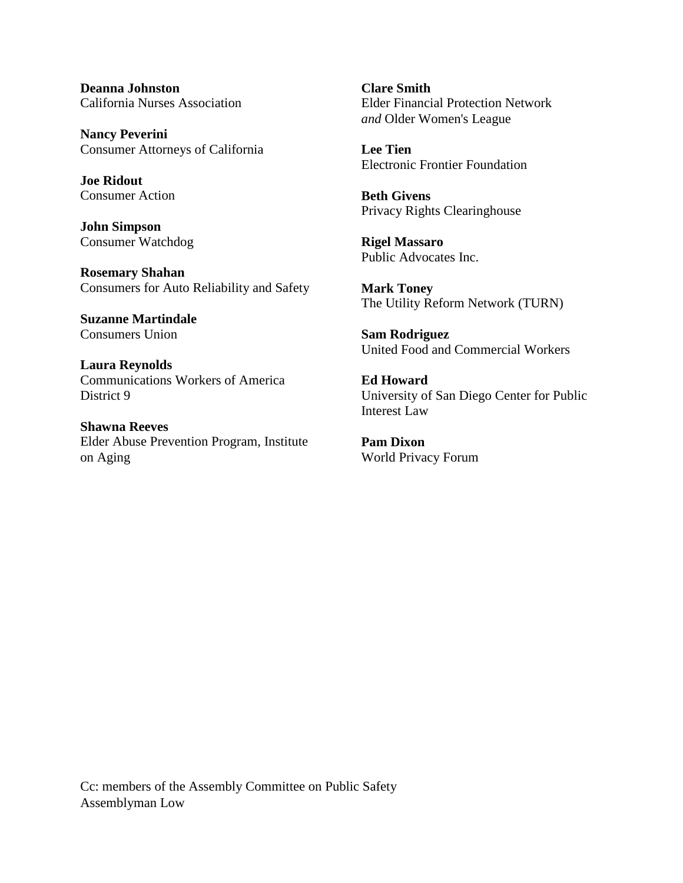**Deanna Johnston**
California Nurses Association

**Nancy Peverini**
Consumer Attorneys of California

**Joe Ridout**
Consumer Action

**John Simpson**
Consumer Watchdog

**Rosemary Shahan**
Consumers for Auto Reliability and Safety

**Suzanne Martindale**
Consumers Union

**Laura Reynolds**
Communications Workers of America District 9

**Shawna Reeves**
Elder Abuse Prevention Program, Institute on Aging

**Clare Smith**
Elder Financial Protection Network *and* Older Women's League

**Lee Tien**
Electronic Frontier Foundation

**Beth Givens**
Privacy Rights Clearinghouse

**Rigel Massaro**
Public Advocates Inc.

**Mark Toney**
The Utility Reform Network (TURN)

**Sam Rodriguez**
United Food and Commercial Workers

**Ed Howard**
University of San Diego Center for Public Interest Law

**Pam Dixon**
World Privacy Forum

Cc: members of the Assembly Committee on Public Safety
Assemblyman Low